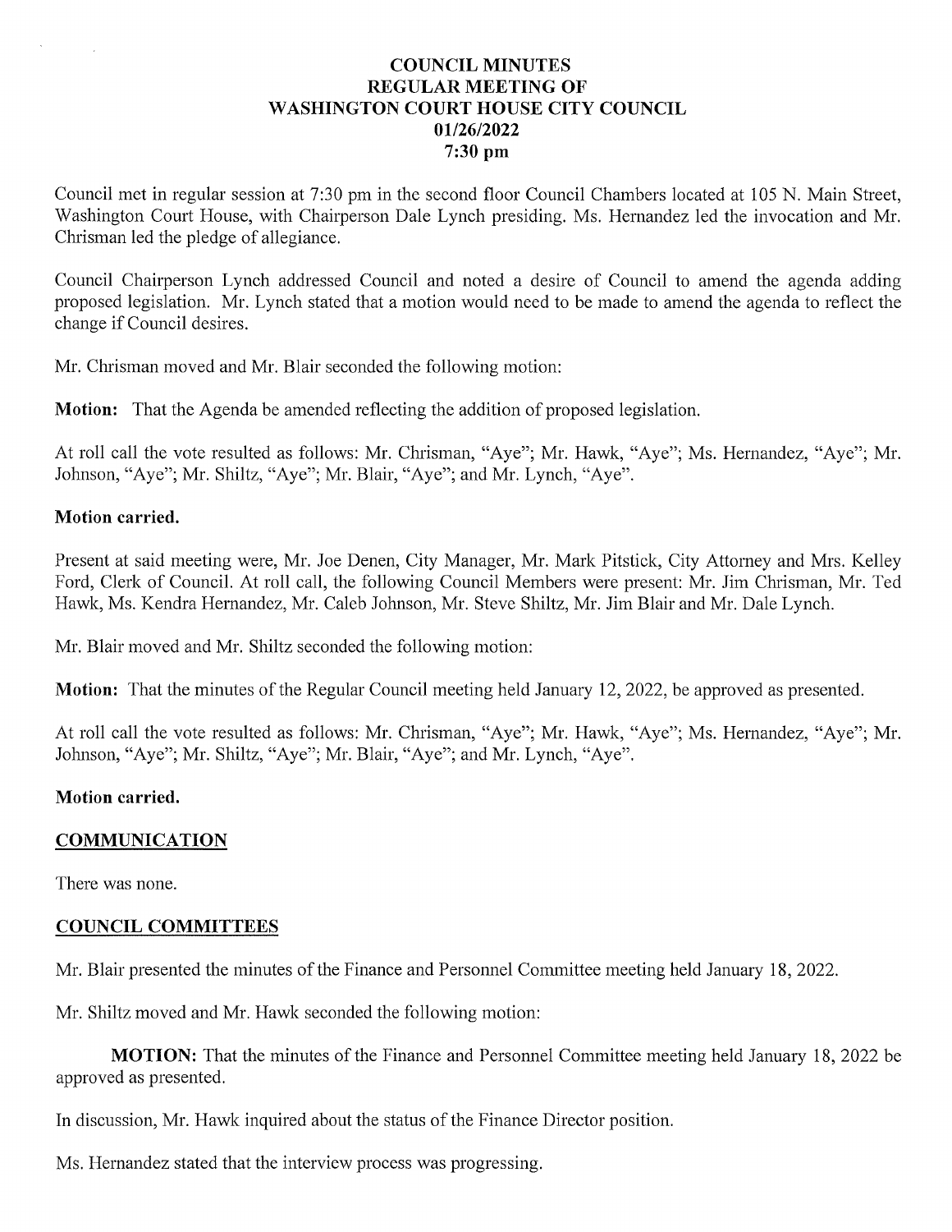# COUNCIL MINUTES
## REGULAR MEETING OF
## WASHINGTON COURT HOUSE CITY COUNCIL
## 01/26/2022
## 7:30 pm

Council met in regular session at 7:30 pm in the second floor Council Chambers located at 105 N. Main Street, Washington Court House, with Chairperson Dale Lynch presiding. Ms. Hernandez led the invocation and Mr. Chrisman led the pledge of allegiance.

Council Chairperson Lynch addressed Council and noted a desire of Council to amend the agenda adding proposed legislation. Mr. Lynch stated that a motion would need to be made to amend the agenda to reflect the change if Council desires.

Mr. Chrisman moved and Mr. Blair seconded the following motion:

**Motion:** That the Agenda be amended reflecting the addition of proposed legislation.

At roll call the vote resulted as follows: Mr. Chrisman, "Aye"; Mr. Hawk, "Aye"; Ms. Hernandez, "Aye"; Mr. Johnson, "Aye"; Mr. Shiltz, "Aye"; Mr. Blair, "Aye"; and Mr. Lynch, "Aye".

**Motion carried.**

Present at said meeting were, Mr. Joe Denen, City Manager, Mr. Mark Pitstick, City Attorney and Mrs. Kelley Ford, Clerk of Council. At roll call, the following Council Members were present: Mr. Jim Chrisman, Mr. Ted Hawk, Ms. Kendra Hernandez, Mr. Caleb Johnson, Mr. Steve Shiltz, Mr. Jim Blair and Mr. Dale Lynch.

Mr. Blair moved and Mr. Shiltz seconded the following motion:

**Motion:** That the minutes of the Regular Council meeting held January 12, 2022, be approved as presented.

At roll call the vote resulted as follows: Mr. Chrisman, "Aye"; Mr. Hawk, "Aye"; Ms. Hernandez, "Aye"; Mr. Johnson, "Aye"; Mr. Shiltz, "Aye"; Mr. Blair, "Aye"; and Mr. Lynch, "Aye".

**Motion carried.**

## COMMUNICATION

There was none.

## COUNCIL COMMITTEES

Mr. Blair presented the minutes of the Finance and Personnel Committee meeting held January 18, 2022.

Mr. Shiltz moved and Mr. Hawk seconded the following motion:

**MOTION:** That the minutes of the Finance and Personnel Committee meeting held January 18, 2022 be approved as presented.

In discussion, Mr. Hawk inquired about the status of the Finance Director position.

Ms. Hernandez stated that the interview process was progressing.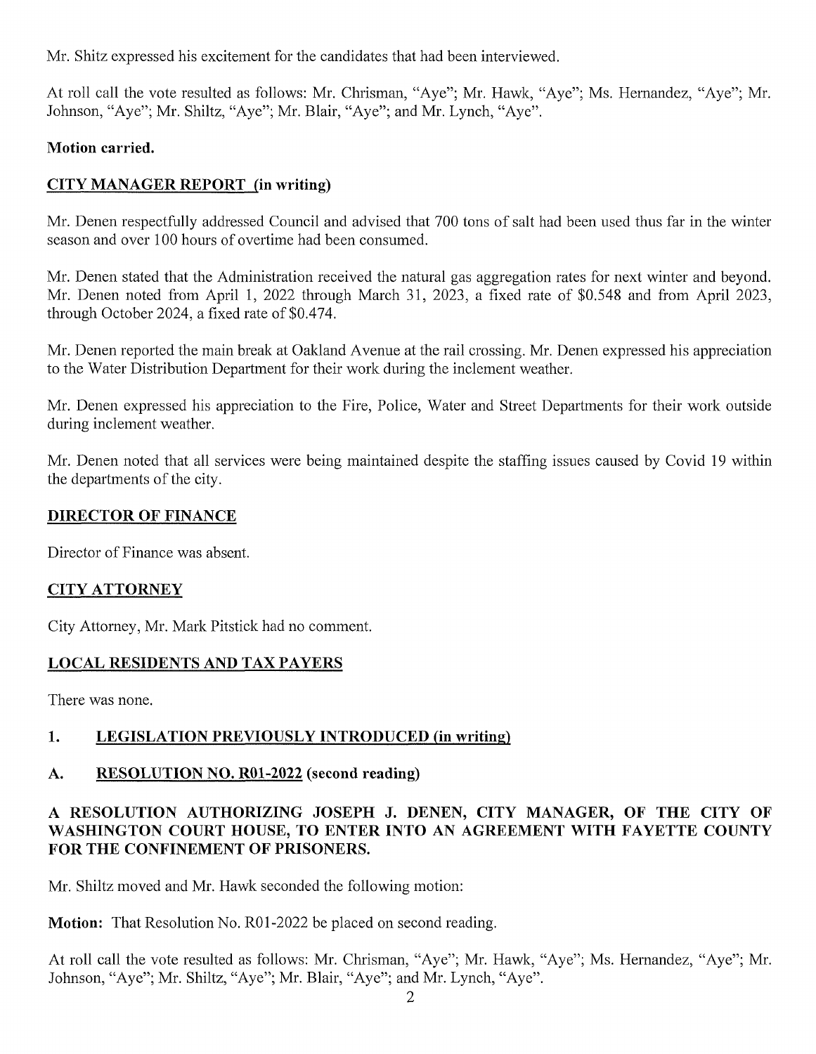Mr. Shitz expressed his excitement for the candidates that had been interviewed.

At roll call the vote resulted as follows: Mr. Chrisman, "Aye"; Mr. Hawk, "Aye"; Ms. Hernandez, "Aye"; Mr. Johnson, "Aye"; Mr. Shiltz, "Aye"; Mr. Blair, "Aye"; and Mr. Lynch, "Aye".

**Motion carried.**

## CITY MANAGER REPORT (in writing)

Mr. Denen respectfully addressed Council and advised that 700 tons of salt had been used thus far in the winter season and over 100 hours of overtime had been consumed.

Mr. Denen stated that the Administration received the natural gas aggregation rates for next winter and beyond. Mr. Denen noted from April 1, 2022 through March 31, 2023, a fixed rate of $0.548 and from April 2023, through October 2024, a fixed rate of $0.474.

Mr. Denen reported the main break at Oakland Avenue at the rail crossing. Mr. Denen expressed his appreciation to the Water Distribution Department for their work during the inclement weather.

Mr. Denen expressed his appreciation to the Fire, Police, Water and Street Departments for their work outside during inclement weather.

Mr. Denen noted that all services were being maintained despite the staffing issues caused by Covid 19 within the departments of the city.

## DIRECTOR OF FINANCE

Director of Finance was absent.

## CITY ATTORNEY

City Attorney, Mr. Mark Pitstick had no comment.

## LOCAL RESIDENTS AND TAX PAYERS

There was none.

## 1. LEGISLATION PREVIOUSLY INTRODUCED (in writing)

## A. RESOLUTION NO. R01-2022 (second reading)

**A RESOLUTION AUTHORIZING JOSEPH J. DENEN, CITY MANAGER, OF THE CITY OF WASHINGTON COURT HOUSE, TO ENTER INTO AN AGREEMENT WITH FAYETTE COUNTY FOR THE CONFINEMENT OF PRISONERS.**

Mr. Shiltz moved and Mr. Hawk seconded the following motion:

**Motion:** That Resolution No. R01-2022 be placed on second reading.

At roll call the vote resulted as follows: Mr. Chrisman, "Aye"; Mr. Hawk, "Aye"; Ms. Hernandez, "Aye"; Mr. Johnson, "Aye"; Mr. Shiltz, "Aye"; Mr. Blair, "Aye"; and Mr. Lynch, "Aye".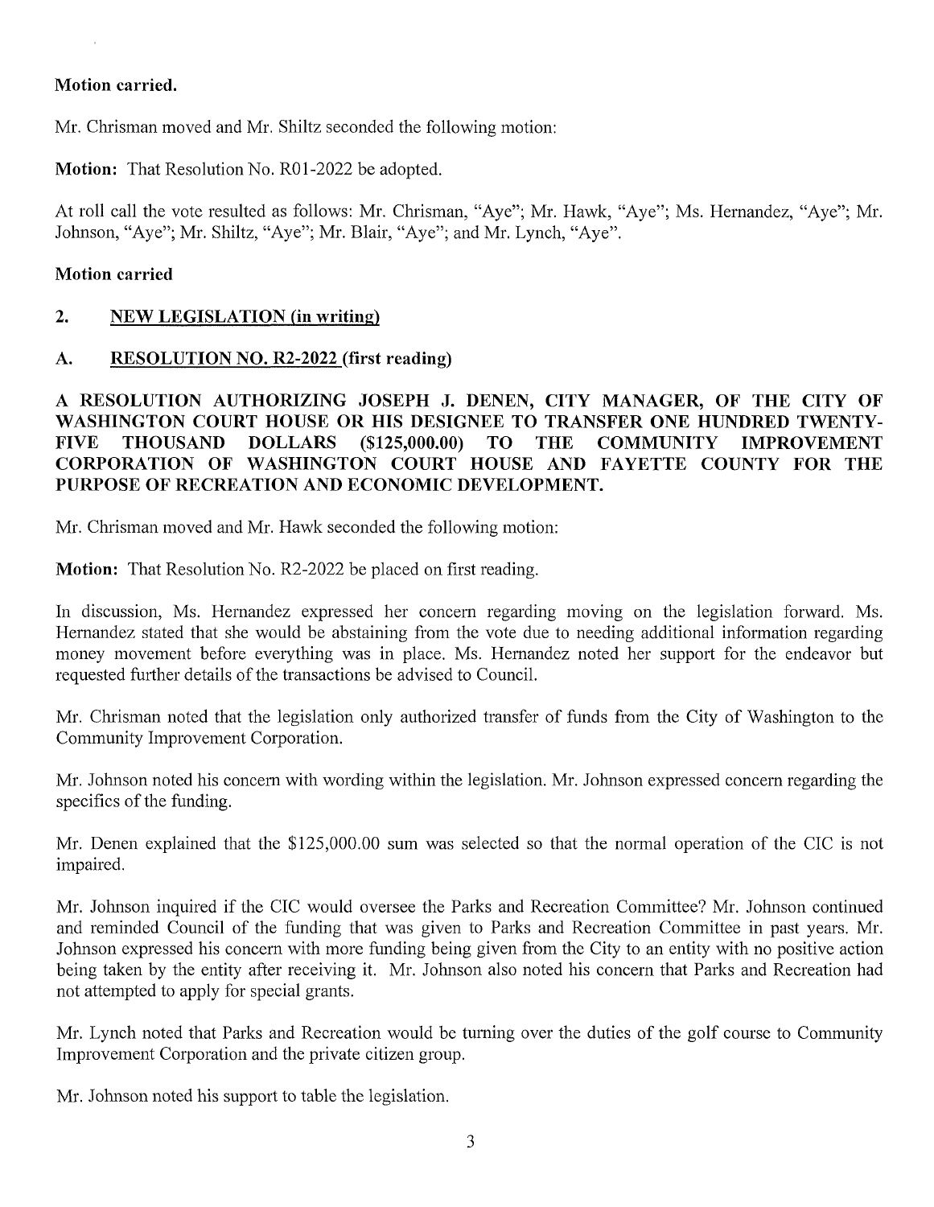**Motion carried.**

Mr. Chrisman moved and Mr. Shiltz seconded the following motion:

**Motion:** That Resolution No. R01-2022 be adopted.

At roll call the vote resulted as follows: Mr. Chrisman, "Aye"; Mr. Hawk, "Aye"; Ms. Hernandez, "Aye"; Mr. Johnson, "Aye"; Mr. Shiltz, "Aye"; Mr. Blair, "Aye"; and Mr. Lynch, "Aye".

**Motion carried**

## 2. NEW LEGISLATION (in writing)

### A. RESOLUTION NO. R2-2022 (first reading)

**A RESOLUTION AUTHORIZING JOSEPH J. DENEN, CITY MANAGER, OF THE CITY OF WASHINGTON COURT HOUSE OR HIS DESIGNEE TO TRANSFER ONE HUNDRED TWENTY-FIVE THOUSAND DOLLARS ($125,000.00) TO THE COMMUNITY IMPROVEMENT CORPORATION OF WASHINGTON COURT HOUSE AND FAYETTE COUNTY FOR THE PURPOSE OF RECREATION AND ECONOMIC DEVELOPMENT.**

Mr. Chrisman moved and Mr. Hawk seconded the following motion:

**Motion:** That Resolution No. R2-2022 be placed on first reading.

In discussion, Ms. Hernandez expressed her concern regarding moving on the legislation forward. Ms. Hernandez stated that she would be abstaining from the vote due to needing additional information regarding money movement before everything was in place. Ms. Hernandez noted her support for the endeavor but requested further details of the transactions be advised to Council.

Mr. Chrisman noted that the legislation only authorized transfer of funds from the City of Washington to the Community Improvement Corporation.

Mr. Johnson noted his concern with wording within the legislation. Mr. Johnson expressed concern regarding the specifics of the funding.

Mr. Denen explained that the $125,000.00 sum was selected so that the normal operation of the CIC is not impaired.

Mr. Johnson inquired if the CIC would oversee the Parks and Recreation Committee? Mr. Johnson continued and reminded Council of the funding that was given to Parks and Recreation Committee in past years. Mr. Johnson expressed his concern with more funding being given from the City to an entity with no positive action being taken by the entity after receiving it. Mr. Johnson also noted his concern that Parks and Recreation had not attempted to apply for special grants.

Mr. Lynch noted that Parks and Recreation would be turning over the duties of the golf course to Community Improvement Corporation and the private citizen group.

Mr. Johnson noted his support to table the legislation.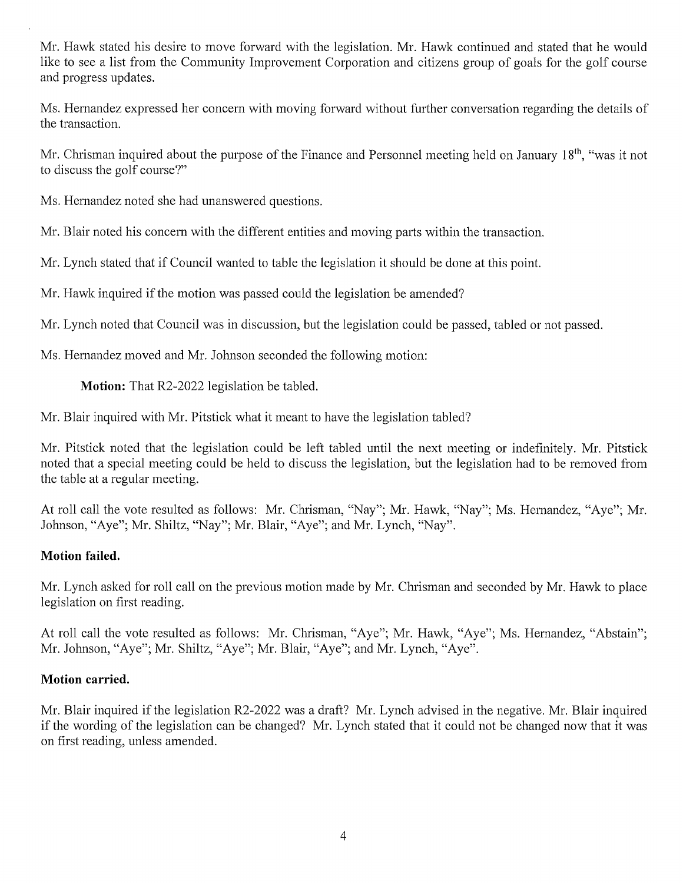Mr. Hawk stated his desire to move forward with the legislation. Mr. Hawk continued and stated that he would like to see a list from the Community Improvement Corporation and citizens group of goals for the golf course and progress updates.

Ms. Hernandez expressed her concern with moving forward without further conversation regarding the details of the transaction.

Mr. Chrisman inquired about the purpose of the Finance and Personnel meeting held on January 18th, "was it not to discuss the golf course?"

Ms. Hernandez noted she had unanswered questions.

Mr. Blair noted his concern with the different entities and moving parts within the transaction.

Mr. Lynch stated that if Council wanted to table the legislation it should be done at this point.

Mr. Hawk inquired if the motion was passed could the legislation be amended?

Mr. Lynch noted that Council was in discussion, but the legislation could be passed, tabled or not passed.

Ms. Hernandez moved and Mr. Johnson seconded the following motion:

**Motion:** That R2-2022 legislation be tabled.

Mr. Blair inquired with Mr. Pitstick what it meant to have the legislation tabled?

Mr. Pitstick noted that the legislation could be left tabled until the next meeting or indefinitely. Mr. Pitstick noted that a special meeting could be held to discuss the legislation, but the legislation had to be removed from the table at a regular meeting.

At roll call the vote resulted as follows: Mr. Chrisman, "Nay"; Mr. Hawk, "Nay"; Ms. Hernandez, "Aye"; Mr. Johnson, "Aye"; Mr. Shiltz, "Nay"; Mr. Blair, "Aye"; and Mr. Lynch, "Nay".

**Motion failed.**

Mr. Lynch asked for roll call on the previous motion made by Mr. Chrisman and seconded by Mr. Hawk to place legislation on first reading.

At roll call the vote resulted as follows: Mr. Chrisman, "Aye"; Mr. Hawk, "Aye"; Ms. Hernandez, "Abstain"; Mr. Johnson, "Aye"; Mr. Shiltz, "Aye"; Mr. Blair, "Aye"; and Mr. Lynch, "Aye".

**Motion carried.**

Mr. Blair inquired if the legislation R2-2022 was a draft? Mr. Lynch advised in the negative. Mr. Blair inquired if the wording of the legislation can be changed? Mr. Lynch stated that it could not be changed now that it was on first reading, unless amended.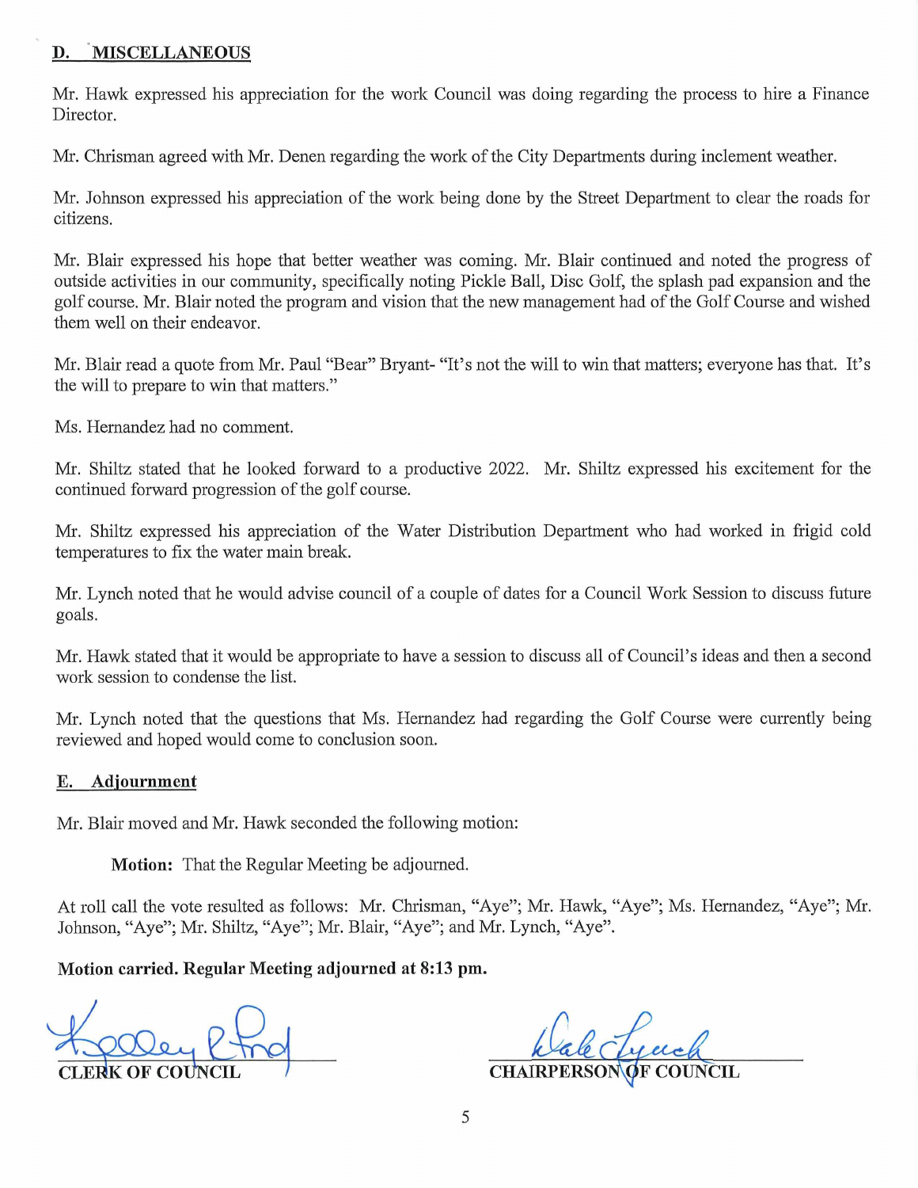## D. MISCELLANEOUS

Mr. Hawk expressed his appreciation for the work Council was doing regarding the process to hire a Finance Director.

Mr. Chrisman agreed with Mr. Denen regarding the work of the City Departments during inclement weather.

Mr. Johnson expressed his appreciation of the work being done by the Street Department to clear the roads for citizens.

Mr. Blair expressed his hope that better weather was coming. Mr. Blair continued and noted the progress of outside activities in our community, specifically noting Pickle Ball, Disc Golf, the splash pad expansion and the golf course. Mr. Blair noted the program and vision that the new management had of the Golf Course and wished them well on their endeavor.

Mr. Blair read a quote from Mr. Paul "Bear" Bryant- "It's not the will to win that matters; everyone has that. It's the will to prepare to win that matters."

Ms. Hernandez had no comment.

Mr. Shiltz stated that he looked forward to a productive 2022. Mr. Shiltz expressed his excitement for the continued forward progression of the golf course.

Mr. Shiltz expressed his appreciation of the Water Distribution Department who had worked in frigid cold temperatures to fix the water main break.

Mr. Lynch noted that he would advise council of a couple of dates for a Council Work Session to discuss future goals.

Mr. Hawk stated that it would be appropriate to have a session to discuss all of Council's ideas and then a second work session to condense the list.

Mr. Lynch noted that the questions that Ms. Hernandez had regarding the Golf Course were currently being reviewed and hoped would come to conclusion soon.

## E. Adjournment

Mr. Blair moved and Mr. Hawk seconded the following motion:

**Motion:** That the Regular Meeting be adjourned.

At roll call the vote resulted as follows: Mr. Chrisman, "Aye"; Mr. Hawk, "Aye"; Ms. Hernandez, "Aye"; Mr. Johnson, "Aye"; Mr. Shiltz, "Aye"; Mr. Blair, "Aye"; and Mr. Lynch, "Aye".

**Motion carried. Regular Meeting adjourned at 8:13 pm.**

CLERK OF COUNCIL

CHAIRPERSON OF COUNCIL